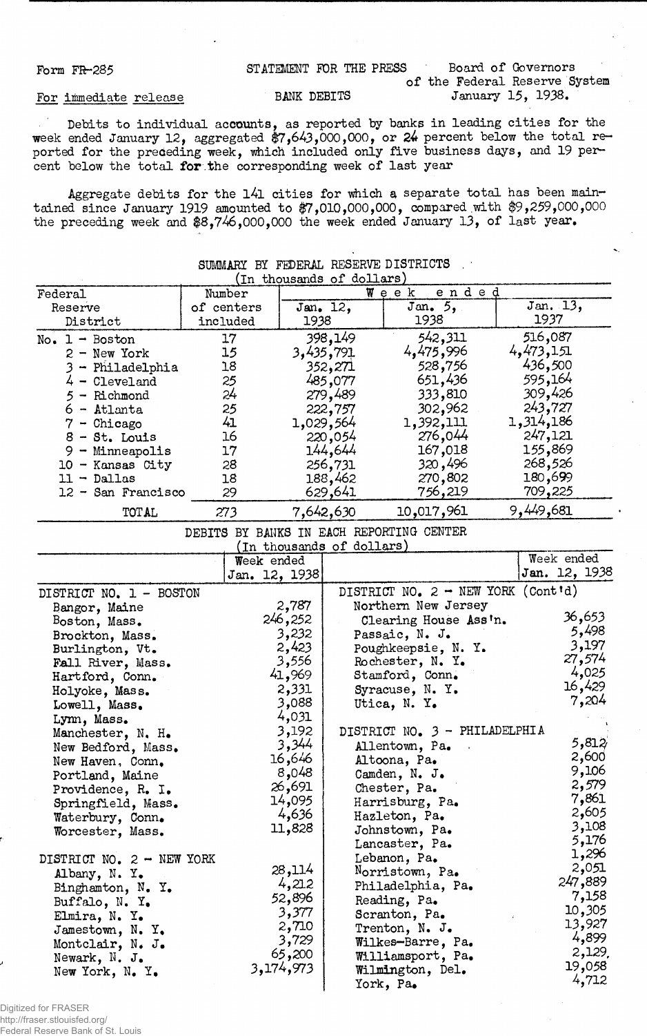Form FR-285

STATEMENT FOR THE PRESS

Board of Governors of the Federal Reserve System
January 15, 1938.

For immediate release

BANK DEBITS

Debits to individual accounts, as reported by banks in leading cities for the week ended January 12, aggregated $7,643,000,000, or 24 percent below the total reported for the preceding week, which included only five business days, and 19 percent below the total for the corresponding week of last year

Aggregate debits for the 141 cities for which a separate total has been maintained since January 1919 amounted to $7,010,000,000, compared with $9,259,000,000 the preceding week and $8,746,000,000 the week ended January 13, of last year.

SUMMARY BY FEDERAL RESERVE DISTRICTS
(In thousands of dollars)

| Federal Reserve District | Number of centers included | Week ended Jan. 12, 1938 | Week ended Jan. 5, 1938 | Week ended Jan. 13, 1937 |
|---|---|---|---|---|
| No. 1 - Boston | 17 | 398,149 | 542,311 | 516,087 |
| 2 - New York | 15 | 3,435,791 | 4,475,996 | 4,473,151 |
| 3 - Philadelphia | 18 | 352,271 | 528,756 | 436,500 |
| 4 - Cleveland | 25 | 485,077 | 651,436 | 595,164 |
| 5 - Richmond | 24 | 279,489 | 333,810 | 309,426 |
| 6 - Atlanta | 25 | 222,757 | 302,962 | 243,727 |
| 7 - Chicago | 41 | 1,029,564 | 1,392,111 | 1,314,186 |
| 8 - St. Louis | 16 | 220,054 | 276,044 | 247,121 |
| 9 - Minneapolis | 17 | 144,644 | 167,018 | 155,869 |
| 10 - Kansas City | 28 | 256,731 | 320,496 | 268,526 |
| 11 - Dallas | 18 | 188,462 | 270,802 | 180,699 |
| 12 - San Francisco | 29 | 629,641 | 756,219 | 709,225 |
| TOTAL | 273 | 7,642,630 | 10,017,961 | 9,449,681 |

DEBITS BY BANKS IN EACH REPORTING CENTER
(In thousands of dollars)

| | Week ended Jan. 12, 1938 |
|---|---|
| **DISTRICT NO. 1 - BOSTON** | |
| Bangor, Maine | 2,787 |
| Boston, Mass. | 246,252 |
| Brockton, Mass. | 3,232 |
| Burlington, Vt. | 2,423 |
| Fall River, Mass. | 3,556 |
| Hartford, Conn. | 41,969 |
| Holyoke, Mass. | 2,331 |
| Lowell, Mass. | 3,088 |
| Lynn, Mass. | 4,031 |
| Manchester, N. H. | 3,192 |
| New Bedford, Mass. | 3,344 |
| New Haven, Conn. | 16,646 |
| Portland, Maine | 8,048 |
| Providence, R. I. | 26,691 |
| Springfield, Mass. | 14,095 |
| Waterbury, Conn. | 4,636 |
| Worcester, Mass. | 11,828 |
| **DISTRICT NO. 2 - NEW YORK** | |
| Albany, N. Y. | 28,114 |
| Binghamton, N. Y. | 4,212 |
| Buffalo, N. Y. | 52,896 |
| Elmira, N. Y. | 3,377 |
| Jamestown, N. Y. | 2,710 |
| Montclair, N. J. | 3,729 |
| Newark, N. J. | 65,200 |
| New York, N. Y. | 3,174,973 |
| **DISTRICT NO. 2 - NEW YORK (Cont'd)** | |
| Northern New Jersey Clearing House Ass'n. | 36,653 |
| Passaic, N. J. | 5,498 |
| Poughkeepsie, N. Y. | 3,197 |
| Rochester, N. Y. | 27,574 |
| Stamford, Conn. | 4,025 |
| Syracuse, N. Y. | 16,429 |
| Utica, N. Y. | 7,204 |
| **DISTRICT NO. 3 - PHILADELPHIA** | |
| Allentown, Pa. | 5,812 |
| Altoona, Pa. | 2,600 |
| Camden, N. J. | 9,106 |
| Chester, Pa. | 2,579 |
| Harrisburg, Pa. | 7,861 |
| Hazleton, Pa. | 2,605 |
| Johnstown, Pa. | 3,108 |
| Lancaster, Pa. | 5,176 |
| Lebanon, Pa. | 1,296 |
| Norristown, Pa. | 2,051 |
| Philadelphia, Pa. | 247,889 |
| Reading, Pa. | 7,158 |
| Scranton, Pa. | 10,305 |
| Trenton, N. J. | 13,927 |
| Wilkes-Barre, Pa. | 4,899 |
| Williamsport, Pa. | 2,129 |
| Wilmington, Del. | 19,058 |
| York, Pa. | 4,712 |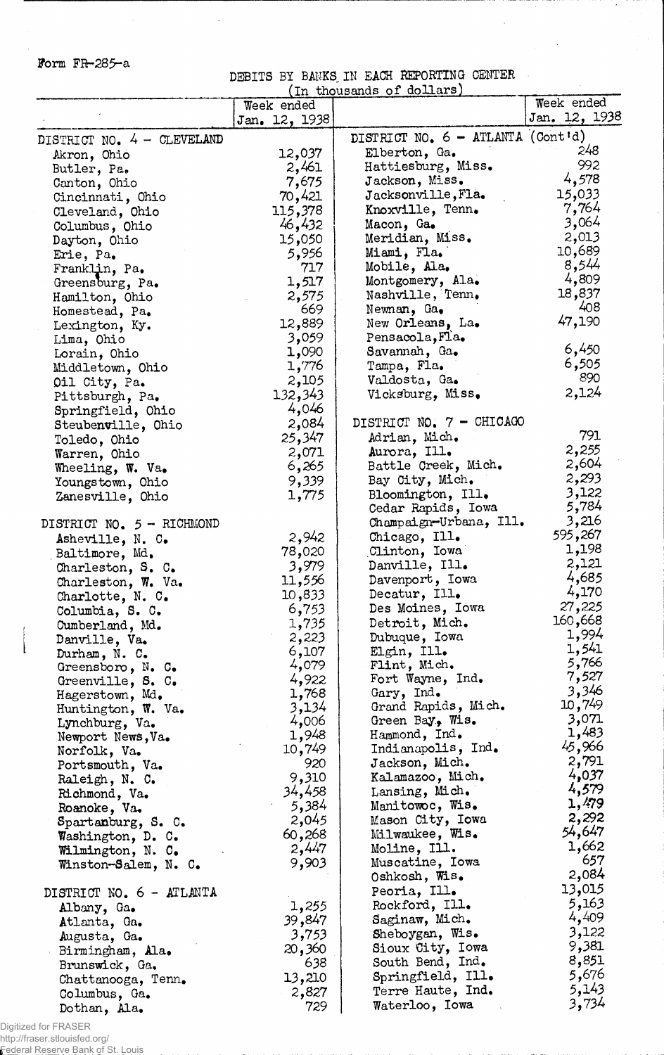Form FR-285-a

DEBITS BY BANKS IN EACH REPORTING CENTER

(In thousands of dollars)

| | Week ended Jan. 12, 1938 |
|---|---|
| **DISTRICT NO. 4 - CLEVELAND** | |
| Akron, Ohio | 12,037 |
| Butler, Pa. | 2,461 |
| Canton, Ohio | 7,675 |
| Cincinnati, Ohio | 70,421 |
| Cleveland, Ohio | 115,378 |
| Columbus, Ohio | 46,432 |
| Dayton, Ohio | 15,050 |
| Erie, Pa. | 5,956 |
| Franklin, Pa. | 717 |
| Greensburg, Pa. | 1,517 |
| Hamilton, Ohio | 2,575 |
| Homestead, Pa. | 669 |
| Lexington, Ky. | 12,889 |
| Lima, Ohio | 3,059 |
| Lorain, Ohio | 1,090 |
| Middletown, Ohio | 1,776 |
| Oil City, Pa. | 2,105 |
| Pittsburgh, Pa. | 132,343 |
| Springfield, Ohio | 4,046 |
| Steubenville, Ohio | 2,084 |
| Toledo, Ohio | 25,347 |
| Warren, Ohio | 2,071 |
| Wheeling, W. Va. | 6,265 |
| Youngstown, Ohio | 9,339 |
| Zanesville, Ohio | 1,775 |
| **DISTRICT NO. 5 - RICHMOND** | |
| Asheville, N. C. | 2,942 |
| Baltimore, Md. | 78,020 |
| Charleston, S. C. | 3,979 |
| Charleston, W. Va. | 11,556 |
| Charlotte, N. C. | 10,833 |
| Columbia, S. C. | 6,753 |
| Cumberland, Md. | 1,735 |
| Danville, Va. | 2,223 |
| Durham, N. C. | 6,107 |
| Greensboro, N. C. | 4,079 |
| Greenville, S. C. | 4,922 |
| Hagerstown, Md. | 1,768 |
| Huntington, W. Va. | 3,134 |
| Lynchburg, Va. | 4,006 |
| Newport News, Va. | 1,948 |
| Norfolk, Va. | 10,749 |
| Portsmouth, Va. | 920 |
| Raleigh, N. C. | 9,310 |
| Richmond, Va. | 34,458 |
| Roanoke, Va. | 5,384 |
| Spartanburg, S. C. | 2,045 |
| Washington, D. C. | 60,268 |
| Wilmington, N. C. | 2,447 |
| Winston-Salem, N. C. | 9,903 |
| **DISTRICT NO. 6 - ATLANTA** | |
| Albany, Ga. | 1,255 |
| Atlanta, Ga. | 39,847 |
| Augusta, Ga. | 3,753 |
| Birmingham, Ala. | 20,360 |
| Brunswick, Ga. | 638 |
| Chattanooga, Tenn. | 13,210 |
| Columbus, Ga. | 2,827 |
| Dothan, Ala. | 729 |
| **DISTRICT NO. 6 - ATLANTA (Cont'd)** | |
| Elberton, Ga. | 248 |
| Hattiesburg, Miss. | 992 |
| Jackson, Miss. | 4,578 |
| Jacksonville, Fla. | 15,033 |
| Knoxville, Tenn. | 7,764 |
| Macon, Ga. | 3,064 |
| Meridian, Miss. | 2,013 |
| Miami, Fla. | 10,689 |
| Mobile, Ala. | 8,544 |
| Montgomery, Ala. | 4,809 |
| Nashville, Tenn. | 18,837 |
| Newnan, Ga. | 408 |
| New Orleans, La. | 47,190 |
| Pensacola, Fla. | |
| Savannah, Ga. | 6,450 |
| Tampa, Fla. | 6,505 |
| Valdosta, Ga. | 890 |
| Vicksburg, Miss. | 2,124 |
| **DISTRICT NO. 7 - CHICAGO** | |
| Adrian, Mich. | 791 |
| Aurora, Ill. | 2,255 |
| Battle Creek, Mich. | 2,604 |
| Bay City, Mich. | 2,293 |
| Bloomington, Ill. | 3,122 |
| Cedar Rapids, Iowa | 5,784 |
| Champaign-Urbana, Ill. | 3,216 |
| Chicago, Ill. | 595,267 |
| Clinton, Iowa | 1,198 |
| Danville, Ill. | 2,121 |
| Davenport, Iowa | 4,685 |
| Decatur, Ill. | 4,170 |
| Des Moines, Iowa | 27,225 |
| Detroit, Mich. | 160,668 |
| Dubuque, Iowa | 1,994 |
| Elgin, Ill. | 1,541 |
| Flint, Mich. | 5,766 |
| Fort Wayne, Ind. | 7,527 |
| Gary, Ind. | 3,346 |
| Grand Rapids, Mich. | 10,749 |
| Green Bay, Wis. | 3,071 |
| Hammond, Ind. | 1,483 |
| Indianapolis, Ind. | 45,966 |
| Jackson, Mich. | 2,791 |
| Kalamazoo, Mich. | 4,037 |
| Lansing, Mich. | 4,579 |
| Manitowoc, Wis. | 1,479 |
| Mason City, Iowa | 2,292 |
| Milwaukee, Wis. | 54,647 |
| Moline, Ill. | 1,662 |
| Muscatine, Iowa | 657 |
| Oshkosh, Wis. | 2,084 |
| Peoria, Ill. | 13,015 |
| Rockford, Ill. | 5,163 |
| Saginaw, Mich. | 4,409 |
| Sheboygan, Wis. | 3,122 |
| Sioux City, Iowa | 9,381 |
| South Bend, Ind. | 8,851 |
| Springfield, Ill. | 5,676 |
| Terre Haute, Ind. | 5,143 |
| Waterloo, Iowa | 3,734 |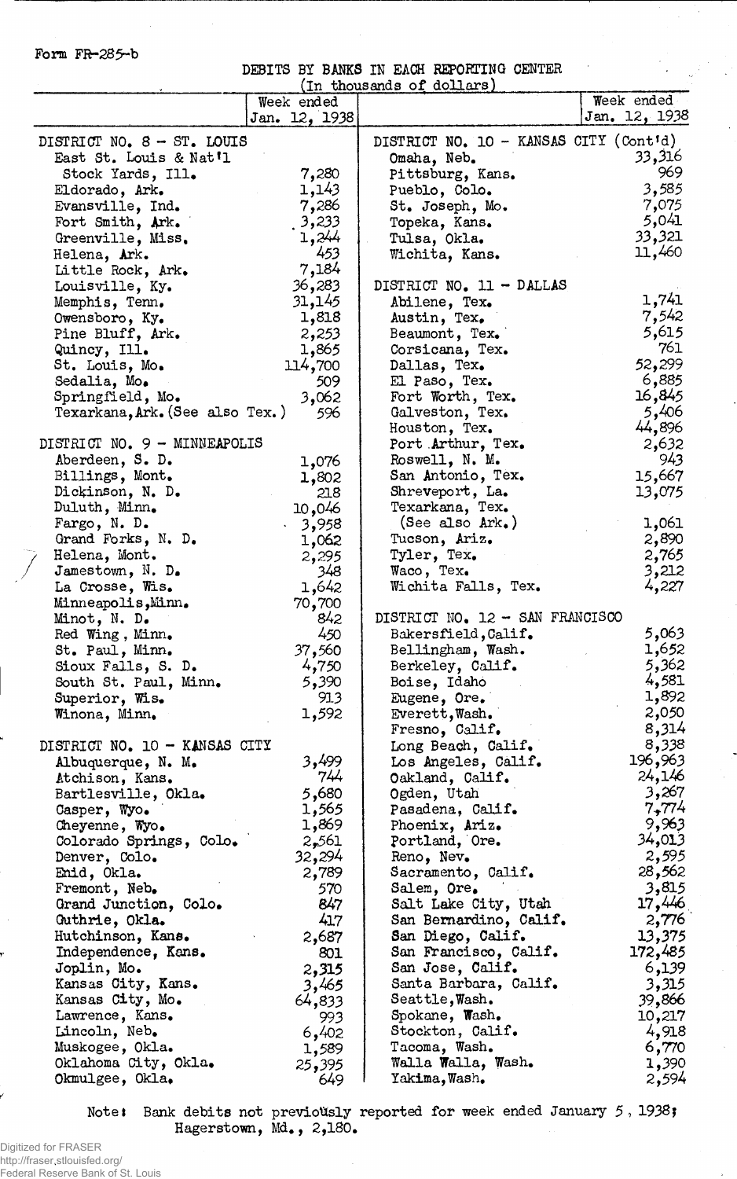Form FR-285-b

DEBITS BY BANKS IN EACH REPORTING CENTER

(In thousands of dollars)

| | Week ended Jan. 12, 1938 | | Week ended Jan. 12, 1938 |
|---|---|---|---|
| DISTRICT NO. 8 - ST. LOUIS | | DISTRICT NO. 10 - KANSAS CITY (Cont'd) | |
| East St. Louis & Nat'l Stock Yards, Ill. | 7,280 | Omaha, Neb. | 33,316 |
| Eldorado, Ark. | 1,143 | Pittsburg, Kans. | 969 |
| Evansville, Ind. | 7,286 | Pueblo, Colo. | 3,585 |
| Fort Smith, Ark. | 3,233 | St. Joseph, Mo. | 7,075 |
| Greenville, Miss. | 1,244 | Topeka, Kans. | 5,041 |
| Helena, Ark. | 453 | Tulsa, Okla. | 33,321 |
| Little Rock, Ark. | 7,184 | Wichita, Kans. | 11,460 |
| Louisville, Ky. | 36,283 | DISTRICT NO. 11 - DALLAS | |
| Memphis, Tenn. | 31,145 | Abilene, Tex. | 1,741 |
| Owensboro, Ky. | 1,818 | Austin, Tex. | 7,542 |
| Pine Bluff, Ark. | 2,253 | Beaumont, Tex. | 5,615 |
| Quincy, Ill. | 1,865 | Corsicana, Tex. | 761 |
| St. Louis, Mo. | 114,700 | Dallas, Tex. | 52,299 |
| Sedalia, Mo. | 509 | El Paso, Tex. | 6,885 |
| Springfield, Mo. | 3,062 | Fort Worth, Tex. | 16,845 |
| Texarkana, Ark. (See also Tex.) | 596 | Galveston, Tex. | 5,406 |
| | | Houston, Tex. | 44,896 |
| DISTRICT NO. 9 - MINNEAPOLIS | | Port Arthur, Tex. | 2,632 |
| Aberdeen, S. D. | 1,076 | Roswell, N. M. | 943 |
| Billings, Mont. | 1,802 | San Antonio, Tex. | 15,667 |
| Dickinson, N. D. | 218 | Shreveport, La. | 13,075 |
| Duluth, Minn. | 10,046 | Texarkana, Tex. (See also Ark.) | 1,061 |
| Fargo, N. D. | 3,958 | Tucson, Ariz. | 2,890 |
| Grand Forks, N. D. | 1,062 | Tyler, Tex. | 2,765 |
| Helena, Mont. | 2,295 | Waco, Tex. | 3,212 |
| Jamestown, N. D. | 348 | Wichita Falls, Tex. | 4,227 |
| La Crosse, Wis. | 1,642 | | |
| Minneapolis, Minn. | 70,700 | DISTRICT NO. 12 - SAN FRANCISCO | |
| Minot, N. D. | 842 | Bakersfield, Calif. | 5,063 |
| Red Wing, Minn. | 450 | Bellingham, Wash. | 1,652 |
| St. Paul, Minn. | 37,560 | Berkeley, Calif. | 5,362 |
| Sioux Falls, S. D. | 4,750 | Boise, Idaho | 4,581 |
| South St. Paul, Minn. | 5,390 | Eugene, Ore. | 1,892 |
| Superior, Wis. | 913 | Everett, Wash. | 2,050 |
| Winona, Minn. | 1,592 | Fresno, Calif. | 8,314 |
| DISTRICT NO. 10 - KANSAS CITY | | Long Beach, Calif. | 8,338 |
| Albuquerque, N. M. | 3,499 | Los Angeles, Calif. | 196,963 |
| Atchison, Kans. | 744 | Oakland, Calif. | 24,146 |
| Bartlesville, Okla. | 5,680 | Ogden, Utah | 3,267 |
| Casper, Wyo. | 1,565 | Pasadena, Calif. | 7,774 |
| Cheyenne, Wyo. | 1,869 | Phoenix, Ariz. | 9,963 |
| Colorado Springs, Colo. | 2,561 | Portland, Ore. | 34,013 |
| Denver, Colo. | 32,294 | Reno, Nev. | 2,595 |
| Enid, Okla. | 2,789 | Sacramento, Calif. | 28,562 |
| Fremont, Neb. | 570 | Salem, Ore. | 3,815 |
| Grand Junction, Colo. | 847 | Salt Lake City, Utah | 17,446 |
| Guthrie, Okla. | 417 | San Bernardino, Calif. | 2,776 |
| Hutchinson, Kans. | 2,687 | San Diego, Calif. | 13,375 |
| Independence, Kans. | 801 | San Francisco, Calif. | 172,485 |
| Joplin, Mo. | 2,315 | San Jose, Calif. | 6,139 |
| Kansas City, Kans. | 3,465 | Santa Barbara, Calif. | 3,315 |
| Kansas City, Mo. | 64,833 | Seattle, Wash. | 39,866 |
| Lawrence, Kans. | 993 | Spokane, Wash. | 10,217 |
| Lincoln, Neb. | 6,402 | Stockton, Calif. | 4,918 |
| Muskogee, Okla. | 1,589 | Tacoma, Wash. | 6,770 |
| Oklahoma City, Okla. | 25,395 | Walla Walla, Wash. | 1,390 |
| Okmulgee, Okla. | 649 | Yakima, Wash. | 2,594 |

Note: Bank debits not previously reported for week ended January 5, 1938; Hagerstown, Md., 2,180.

Digitized for FRASER
http://fraser.stlouisfed.org/
Federal Reserve Bank of St. Louis